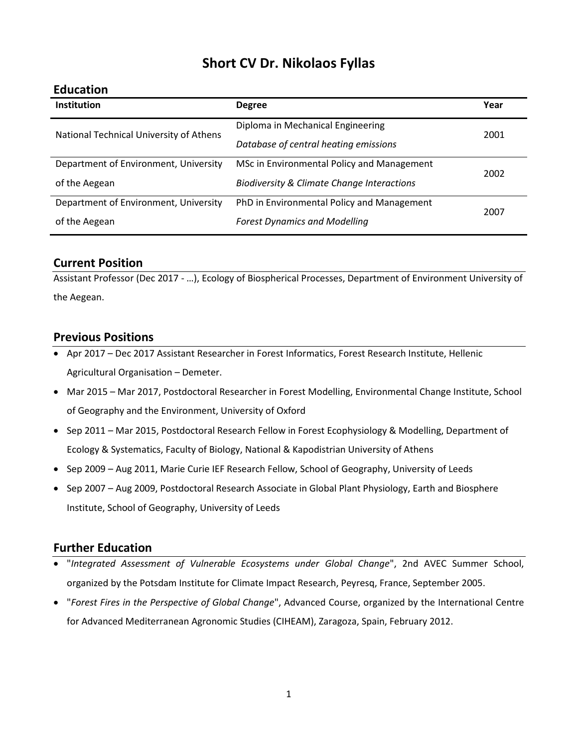# Short CV Dr. Nikolaos Fyllas

## Education

| Institution | Degree | Year |
|---|---|---|
| National Technical University of Athens | Diploma in Mechanical Engineering<br>*Database of central heating emissions* | 2001 |
| Department of Environment, University of the Aegean | MSc in Environmental Policy and Management<br>*Biodiversity & Climate Change Interactions* | 2002 |
| Department of Environment, University of the Aegean | PhD in Environmental Policy and Management<br>*Forest Dynamics and Modelling* | 2007 |

## Current Position

Assistant Professor (Dec 2017 - …), Ecology of Biospherical Processes, Department of Environment University of the Aegean.

## Previous Positions

- Apr 2017 – Dec 2017 Assistant Researcher in Forest Informatics, Forest Research Institute, Hellenic Agricultural Organisation – Demeter.
- Mar 2015 – Mar 2017, Postdoctoral Researcher in Forest Modelling, Environmental Change Institute, School of Geography and the Environment, University of Oxford
- Sep 2011 – Mar 2015, Postdoctoral Research Fellow in Forest Ecophysiology & Modelling, Department of Ecology & Systematics, Faculty of Biology, National & Kapodistrian University of Athens
- Sep 2009 – Aug 2011, Marie Curie IEF Research Fellow, School of Geography, University of Leeds
- Sep 2007 – Aug 2009, Postdoctoral Research Associate in Global Plant Physiology, Earth and Biosphere Institute, School of Geography, University of Leeds

## Further Education

- "*Integrated Assessment of Vulnerable Ecosystems under Global Change*", 2nd AVEC Summer School, organized by the Potsdam Institute for Climate Impact Research, Peyresq, France, September 2005.
- "*Forest Fires in the Perspective of Global Change*", Advanced Course, organized by the International Centre for Advanced Mediterranean Agronomic Studies (CIHEAM), Zaragoza, Spain, February 2012.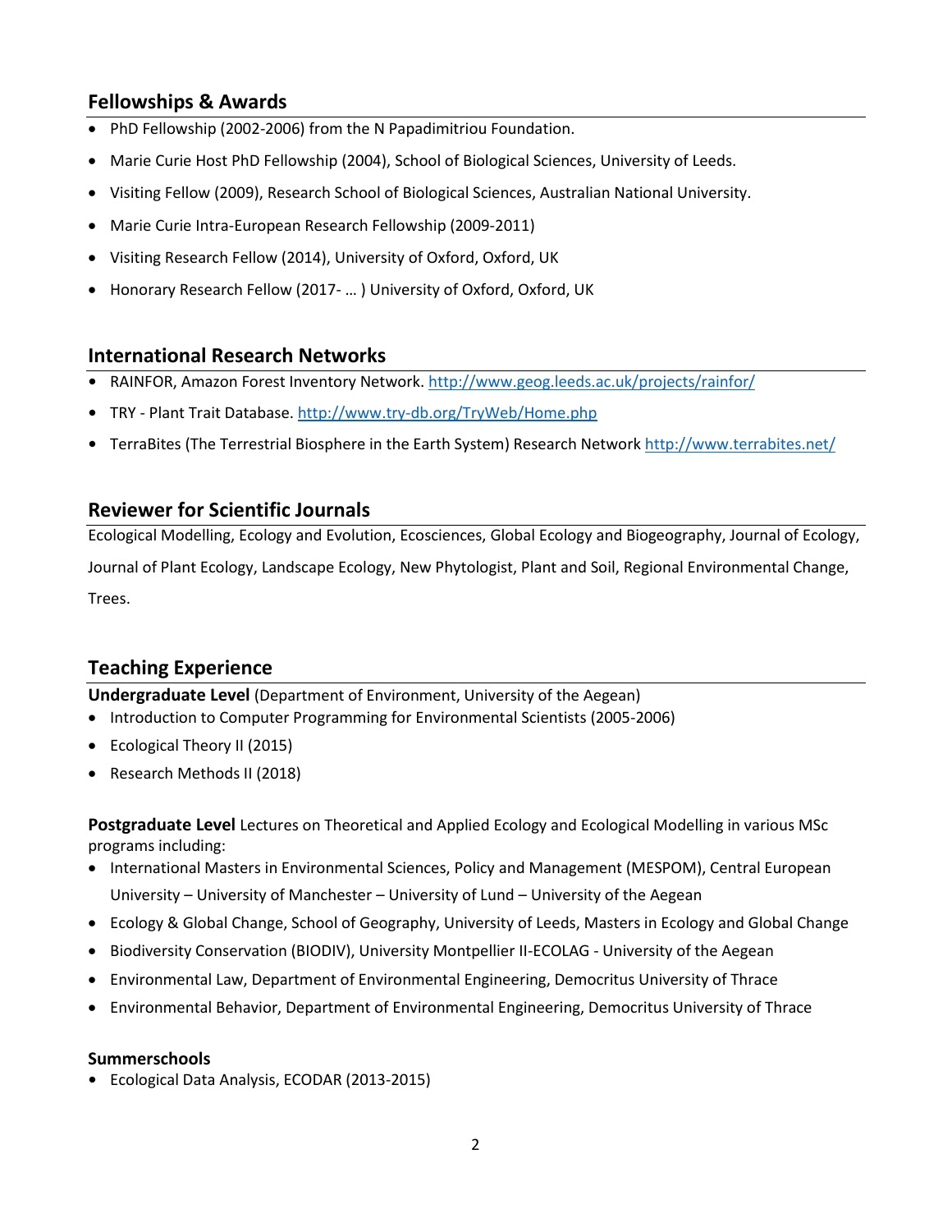## Fellowships & Awards

- PhD Fellowship (2002-2006) from the N Papadimitriou Foundation.
- Marie Curie Host PhD Fellowship (2004), School of Biological Sciences, University of Leeds.
- Visiting Fellow (2009), Research School of Biological Sciences, Australian National University.
- Marie Curie Intra-European Research Fellowship (2009-2011)
- Visiting Research Fellow (2014), University of Oxford, Oxford, UK
- Honorary Research Fellow (2017- … ) University of Oxford, Oxford, UK

## International Research Networks

- RAINFOR, Amazon Forest Inventory Network. http://www.geog.leeds.ac.uk/projects/rainfor/
- TRY - Plant Trait Database. http://www.try-db.org/TryWeb/Home.php
- TerraBites (The Terrestrial Biosphere in the Earth System) Research Network http://www.terrabites.net/

## Reviewer for Scientific Journals

Ecological Modelling, Ecology and Evolution, Ecosciences, Global Ecology and Biogeography, Journal of Ecology, Journal of Plant Ecology, Landscape Ecology, New Phytologist, Plant and Soil, Regional Environmental Change, Trees.

## Teaching Experience

**Undergraduate Level** (Department of Environment, University of the Aegean)

- Introduction to Computer Programming for Environmental Scientists (2005-2006)
- Ecological Theory II (2015)
- Research Methods II (2018)

**Postgraduate Level** Lectures on Theoretical and Applied Ecology and Ecological Modelling in various MSc programs including:

- International Masters in Environmental Sciences, Policy and Management (MESPOM), Central European University – University of Manchester – University of Lund – University of the Aegean
- Ecology & Global Change, School of Geography, University of Leeds, Masters in Ecology and Global Change
- Biodiversity Conservation (BIODIV), University Montpellier II-ECOLAG - University of the Aegean
- Environmental Law, Department of Environmental Engineering, Democritus University of Thrace
- Environmental Behavior, Department of Environmental Engineering, Democritus University of Thrace

**Summerschools**

- Ecological Data Analysis, ECODAR (2013-2015)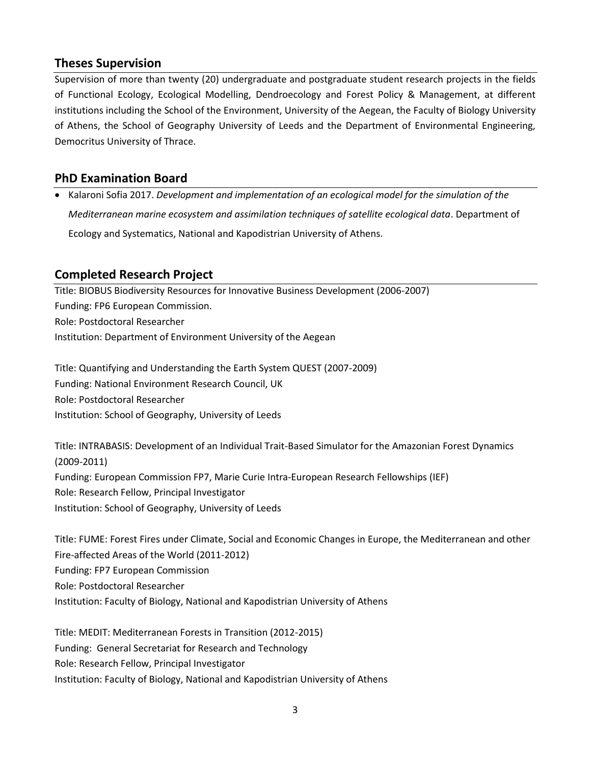## Theses Supervision

Supervision of more than twenty (20) undergraduate and postgraduate student research projects in the fields of Functional Ecology, Ecological Modelling, Dendroecology and Forest Policy & Management, at different institutions including the School of the Environment, University of the Aegean, the Faculty of Biology University of Athens, the School of Geography University of Leeds and the Department of Environmental Engineering, Democritus University of Thrace.

## PhD Examination Board

- Kalaroni Sofia 2017. *Development and implementation of an ecological model for the simulation of the Mediterranean marine ecosystem and assimilation techniques of satellite ecological data*. Department of Ecology and Systematics, National and Kapodistrian University of Athens.

## Completed Research Project

Title: BIOBUS Biodiversity Resources for Innovative Business Development (2006-2007)
Funding: FP6 European Commission.
Role: Postdoctoral Researcher
Institution: Department of Environment University of the Aegean

Title: Quantifying and Understanding the Earth System QUEST (2007-2009)
Funding: National Environment Research Council, UK
Role: Postdoctoral Researcher
Institution: School of Geography, University of Leeds

Title: INTRABASIS: Development of an Individual Trait-Based Simulator for the Amazonian Forest Dynamics (2009-2011)
Funding: European Commission FP7, Marie Curie Intra-European Research Fellowships (IEF)
Role: Research Fellow, Principal Investigator
Institution: School of Geography, University of Leeds

Title: FUME: Forest Fires under Climate, Social and Economic Changes in Europe, the Mediterranean and other Fire-affected Areas of the World (2011-2012)
Funding: FP7 European Commission
Role: Postdoctoral Researcher
Institution: Faculty of Biology, National and Kapodistrian University of Athens

Title: MEDIT: Mediterranean Forests in Transition (2012-2015)
Funding: General Secretariat for Research and Technology
Role: Research Fellow, Principal Investigator
Institution: Faculty of Biology, National and Kapodistrian University of Athens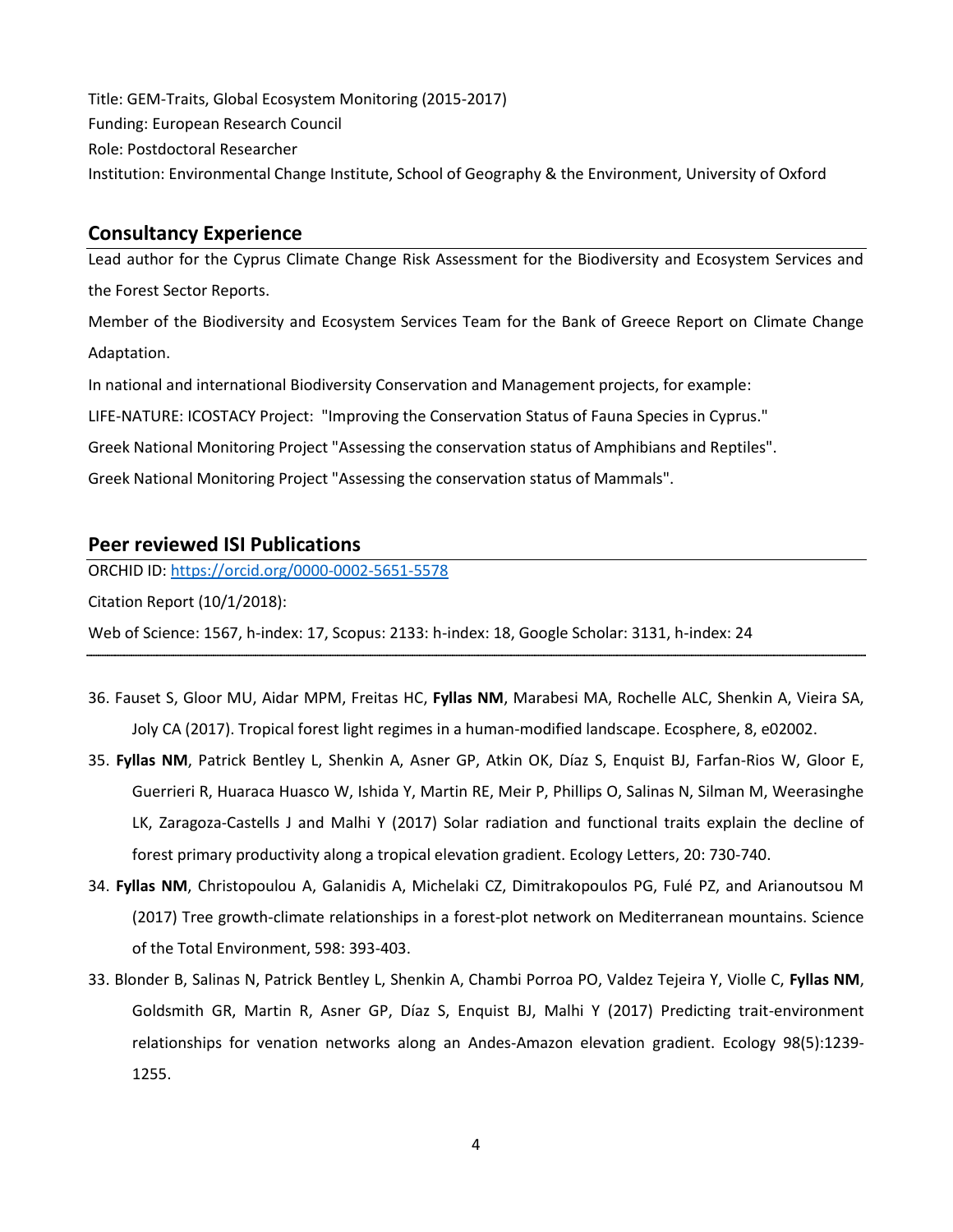Title: GEM-Traits, Global Ecosystem Monitoring (2015-2017)

Funding: European Research Council

Role: Postdoctoral Researcher

Institution: Environmental Change Institute, School of Geography & the Environment, University of Oxford

## Consultancy Experience

Lead author for the Cyprus Climate Change Risk Assessment for the Biodiversity and Ecosystem Services and the Forest Sector Reports.

Member of the Biodiversity and Ecosystem Services Team for the Bank of Greece Report on Climate Change Adaptation.

In national and international Biodiversity Conservation and Management projects, for example:

LIFE-NATURE: ICOSTACY Project: "Improving the Conservation Status of Fauna Species in Cyprus."

Greek National Monitoring Project "Assessing the conservation status of Amphibians and Reptiles".

Greek National Monitoring Project "Assessing the conservation status of Mammals".

## Peer reviewed ISI Publications

ORCHID ID: [https://orcid.org/0000-0002-5651-5578](https://orcid.org/0000-0002-5651-5578)

Citation Report (10/1/2018):

Web of Science: 1567, h-index: 17, Scopus: 2133: h-index: 18, Google Scholar: 3131, h-index: 24

36. Fauset S, Gloor MU, Aidar MPM, Freitas HC, **Fyllas NM**, Marabesi MA, Rochelle ALC, Shenkin A, Vieira SA, Joly CA (2017). Tropical forest light regimes in a human-modified landscape. Ecosphere, 8, e02002.
35. **Fyllas NM**, Patrick Bentley L, Shenkin A, Asner GP, Atkin OK, Díaz S, Enquist BJ, Farfan-Rios W, Gloor E, Guerrieri R, Huaraca Huasco W, Ishida Y, Martin RE, Meir P, Phillips O, Salinas N, Silman M, Weerasinghe LK, Zaragoza-Castells J and Malhi Y (2017) Solar radiation and functional traits explain the decline of forest primary productivity along a tropical elevation gradient. Ecology Letters, 20: 730-740.
34. **Fyllas NM**, Christopoulou A, Galanidis A, Michelaki CZ, Dimitrakopoulos PG, Fulé PZ, and Arianoutsou M (2017) Tree growth-climate relationships in a forest-plot network on Mediterranean mountains. Science of the Total Environment, 598: 393-403.
33. Blonder B, Salinas N, Patrick Bentley L, Shenkin A, Chambi Porroa PO, Valdez Tejeira Y, Violle C, **Fyllas NM**, Goldsmith GR, Martin R, Asner GP, Díaz S, Enquist BJ, Malhi Y (2017) Predicting trait-environment relationships for venation networks along an Andes-Amazon elevation gradient. Ecology 98(5):1239-1255.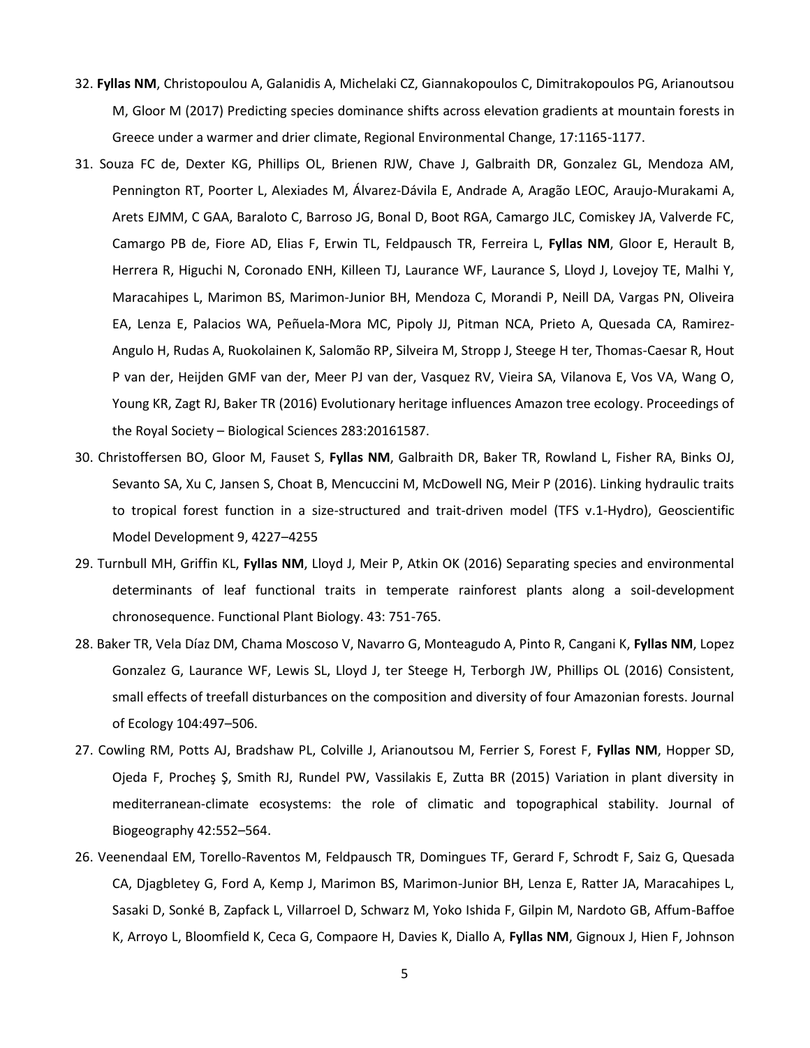32. **Fyllas NM**, Christopoulou A, Galanidis A, Michelaki CZ, Giannakopoulos C, Dimitrakopoulos PG, Arianoutsou M, Gloor M (2017) Predicting species dominance shifts across elevation gradients at mountain forests in Greece under a warmer and drier climate, Regional Environmental Change, 17:1165-1177.

31. Souza FC de, Dexter KG, Phillips OL, Brienen RJW, Chave J, Galbraith DR, Gonzalez GL, Mendoza AM, Pennington RT, Poorter L, Alexiades M, Álvarez-Dávila E, Andrade A, Aragão LEOC, Araujo-Murakami A, Arets EJMM, C GAA, Baraloto C, Barroso JG, Bonal D, Boot RGA, Camargo JLC, Comiskey JA, Valverde FC, Camargo PB de, Fiore AD, Elias F, Erwin TL, Feldpausch TR, Ferreira L, **Fyllas NM**, Gloor E, Herault B, Herrera R, Higuchi N, Coronado ENH, Killeen TJ, Laurance WF, Laurance S, Lloyd J, Lovejoy TE, Malhi Y, Maracahipes L, Marimon BS, Marimon-Junior BH, Mendoza C, Morandi P, Neill DA, Vargas PN, Oliveira EA, Lenza E, Palacios WA, Peñuela-Mora MC, Pipoly JJ, Pitman NCA, Prieto A, Quesada CA, Ramirez-Angulo H, Rudas A, Ruokolainen K, Salomão RP, Silveira M, Stropp J, Steege H ter, Thomas-Caesar R, Hout P van der, Heijden GMF van der, Meer PJ van der, Vasquez RV, Vieira SA, Vilanova E, Vos VA, Wang O, Young KR, Zagt RJ, Baker TR (2016) Evolutionary heritage influences Amazon tree ecology. Proceedings of the Royal Society – Biological Sciences 283:20161587.

30. Christoffersen BO, Gloor M, Fauset S, **Fyllas NM**, Galbraith DR, Baker TR, Rowland L, Fisher RA, Binks OJ, Sevanto SA, Xu C, Jansen S, Choat B, Mencuccini M, McDowell NG, Meir P (2016). Linking hydraulic traits to tropical forest function in a size-structured and trait-driven model (TFS v.1-Hydro), Geoscientific Model Development 9, 4227–4255

29. Turnbull MH, Griffin KL, **Fyllas NM**, Lloyd J, Meir P, Atkin OK (2016) Separating species and environmental determinants of leaf functional traits in temperate rainforest plants along a soil-development chronosequence. Functional Plant Biology. 43: 751-765.

28. Baker TR, Vela Díaz DM, Chama Moscoso V, Navarro G, Monteagudo A, Pinto R, Cangani K, **Fyllas NM**, Lopez Gonzalez G, Laurance WF, Lewis SL, Lloyd J, ter Steege H, Terborgh JW, Phillips OL (2016) Consistent, small effects of treefall disturbances on the composition and diversity of four Amazonian forests. Journal of Ecology 104:497–506.

27. Cowling RM, Potts AJ, Bradshaw PL, Colville J, Arianoutsou M, Ferrier S, Forest F, **Fyllas NM**, Hopper SD, Ojeda F, Procheş Ş, Smith RJ, Rundel PW, Vassilakis E, Zutta BR (2015) Variation in plant diversity in mediterranean-climate ecosystems: the role of climatic and topographical stability. Journal of Biogeography 42:552–564.

26. Veenendaal EM, Torello-Raventos M, Feldpausch TR, Domingues TF, Gerard F, Schrodt F, Saiz G, Quesada CA, Djagbletey G, Ford A, Kemp J, Marimon BS, Marimon-Junior BH, Lenza E, Ratter JA, Maracahipes L, Sasaki D, Sonké B, Zapfack L, Villarroel D, Schwarz M, Yoko Ishida F, Gilpin M, Nardoto GB, Affum-Baffoe K, Arroyo L, Bloomfield K, Ceca G, Compaore H, Davies K, Diallo A, **Fyllas NM**, Gignoux J, Hien F, Johnson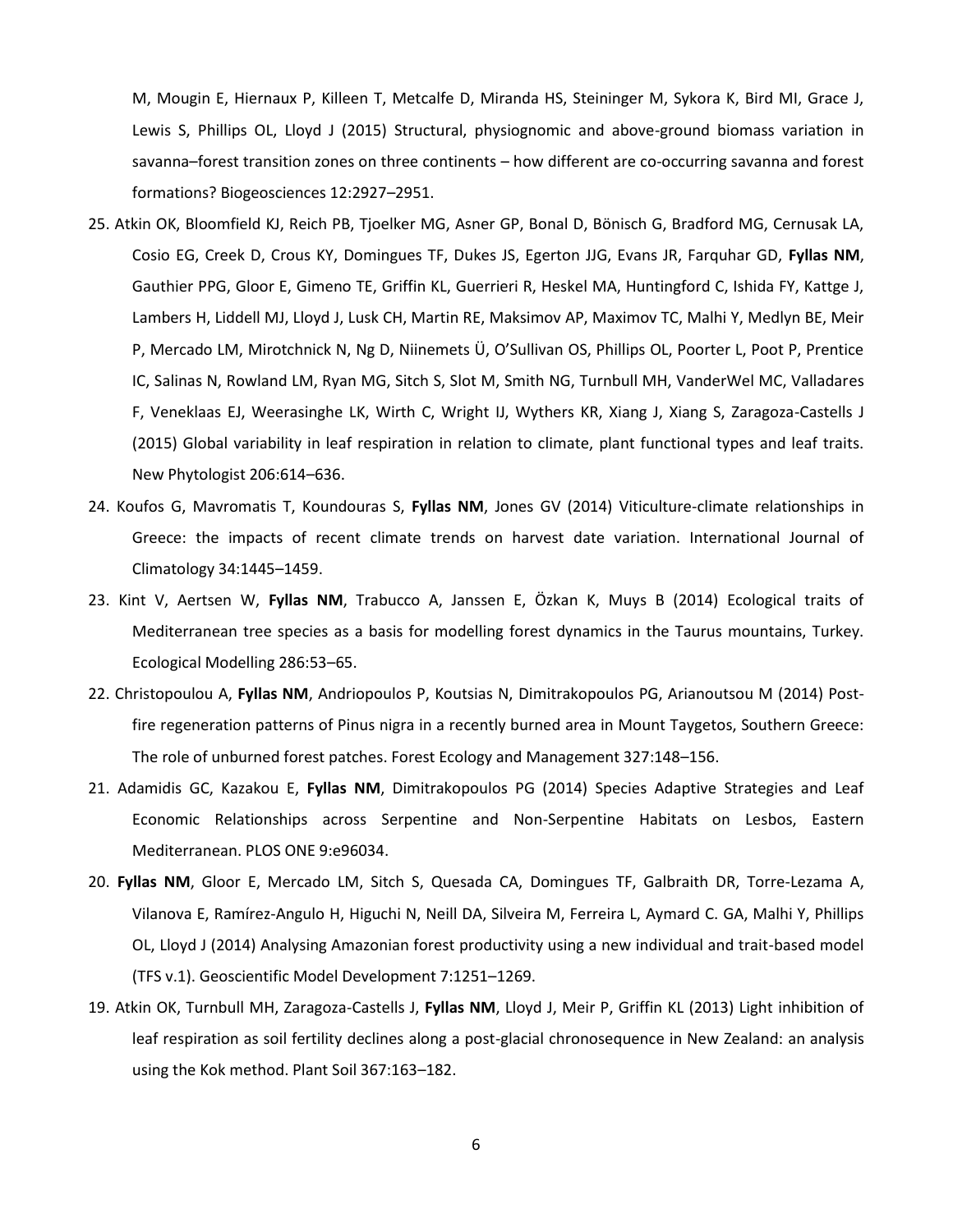M, Mougin E, Hiernaux P, Killeen T, Metcalfe D, Miranda HS, Steininger M, Sykora K, Bird MI, Grace J, Lewis S, Phillips OL, Lloyd J (2015) Structural, physiognomic and above-ground biomass variation in savanna–forest transition zones on three continents – how different are co-occurring savanna and forest formations? Biogeosciences 12:2927–2951.

25. Atkin OK, Bloomfield KJ, Reich PB, Tjoelker MG, Asner GP, Bonal D, Bönisch G, Bradford MG, Cernusak LA, Cosio EG, Creek D, Crous KY, Domingues TF, Dukes JS, Egerton JJG, Evans JR, Farquhar GD, **Fyllas NM**, Gauthier PPG, Gloor E, Gimeno TE, Griffin KL, Guerrieri R, Heskel MA, Huntingford C, Ishida FY, Kattge J, Lambers H, Liddell MJ, Lloyd J, Lusk CH, Martin RE, Maksimov AP, Maximov TC, Malhi Y, Medlyn BE, Meir P, Mercado LM, Mirotchnick N, Ng D, Niinemets Ü, O'Sullivan OS, Phillips OL, Poorter L, Poot P, Prentice IC, Salinas N, Rowland LM, Ryan MG, Sitch S, Slot M, Smith NG, Turnbull MH, VanderWel MC, Valladares F, Veneklaas EJ, Weerasinghe LK, Wirth C, Wright IJ, Wythers KR, Xiang J, Xiang S, Zaragoza-Castells J (2015) Global variability in leaf respiration in relation to climate, plant functional types and leaf traits. New Phytologist 206:614–636.

24. Koufos G, Mavromatis T, Koundouras S, **Fyllas NM**, Jones GV (2014) Viticulture-climate relationships in Greece: the impacts of recent climate trends on harvest date variation. International Journal of Climatology 34:1445–1459.

23. Kint V, Aertsen W, **Fyllas NM**, Trabucco A, Janssen E, Özkan K, Muys B (2014) Ecological traits of Mediterranean tree species as a basis for modelling forest dynamics in the Taurus mountains, Turkey. Ecological Modelling 286:53–65.

22. Christopoulou A, **Fyllas NM**, Andriopoulos P, Koutsias N, Dimitrakopoulos PG, Arianoutsou M (2014) Post-fire regeneration patterns of Pinus nigra in a recently burned area in Mount Taygetos, Southern Greece: The role of unburned forest patches. Forest Ecology and Management 327:148–156.

21. Adamidis GC, Kazakou E, **Fyllas NM**, Dimitrakopoulos PG (2014) Species Adaptive Strategies and Leaf Economic Relationships across Serpentine and Non-Serpentine Habitats on Lesbos, Eastern Mediterranean. PLOS ONE 9:e96034.

20. **Fyllas NM**, Gloor E, Mercado LM, Sitch S, Quesada CA, Domingues TF, Galbraith DR, Torre-Lezama A, Vilanova E, Ramírez-Angulo H, Higuchi N, Neill DA, Silveira M, Ferreira L, Aymard C. GA, Malhi Y, Phillips OL, Lloyd J (2014) Analysing Amazonian forest productivity using a new individual and trait-based model (TFS v.1). Geoscientific Model Development 7:1251–1269.

19. Atkin OK, Turnbull MH, Zaragoza-Castells J, **Fyllas NM**, Lloyd J, Meir P, Griffin KL (2013) Light inhibition of leaf respiration as soil fertility declines along a post-glacial chronosequence in New Zealand: an analysis using the Kok method. Plant Soil 367:163–182.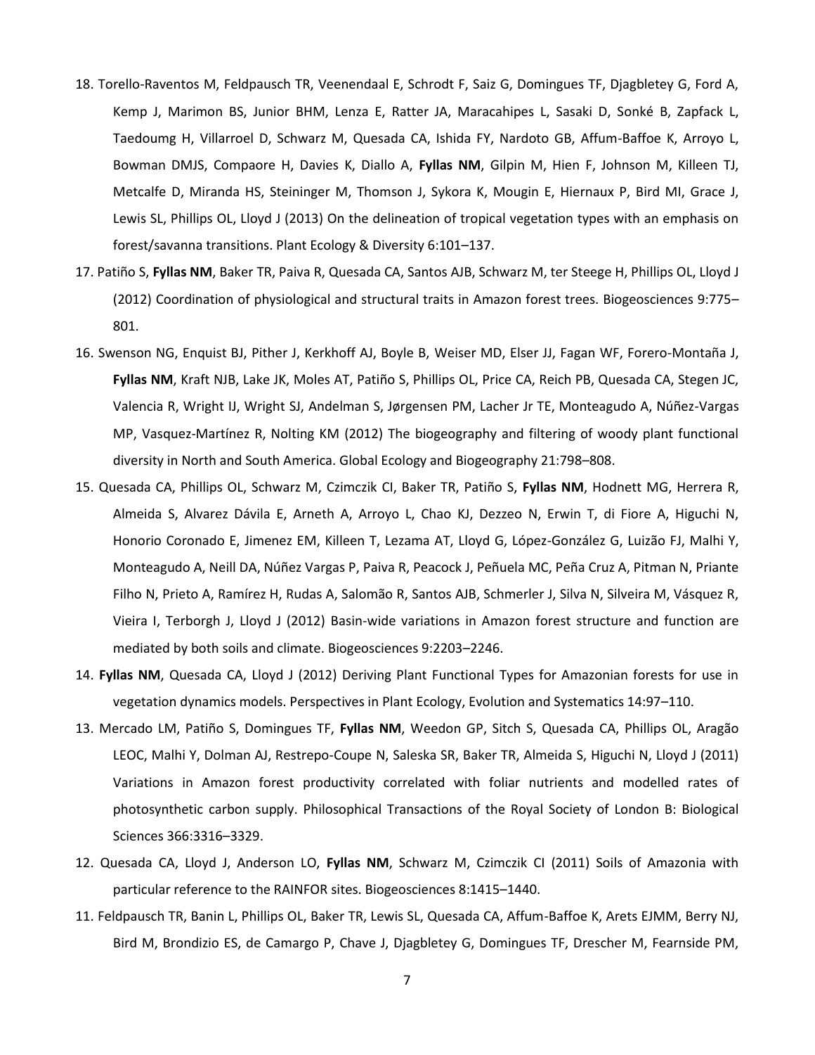18. Torello-Raventos M, Feldpausch TR, Veenendaal E, Schrodt F, Saiz G, Domingues TF, Djagbletey G, Ford A, Kemp J, Marimon BS, Junior BHM, Lenza E, Ratter JA, Maracahipes L, Sasaki D, Sonké B, Zapfack L, Taedoumg H, Villarroel D, Schwarz M, Quesada CA, Ishida FY, Nardoto GB, Affum-Baffoe K, Arroyo L, Bowman DMJS, Compaore H, Davies K, Diallo A, **Fyllas NM**, Gilpin M, Hien F, Johnson M, Killeen TJ, Metcalfe D, Miranda HS, Steininger M, Thomson J, Sykora K, Mougin E, Hiernaux P, Bird MI, Grace J, Lewis SL, Phillips OL, Lloyd J (2013) On the delineation of tropical vegetation types with an emphasis on forest/savanna transitions. Plant Ecology & Diversity 6:101–137.

17. Patiño S, **Fyllas NM**, Baker TR, Paiva R, Quesada CA, Santos AJB, Schwarz M, ter Steege H, Phillips OL, Lloyd J (2012) Coordination of physiological and structural traits in Amazon forest trees. Biogeosciences 9:775–801.

16. Swenson NG, Enquist BJ, Pither J, Kerkhoff AJ, Boyle B, Weiser MD, Elser JJ, Fagan WF, Forero-Montaña J, **Fyllas NM**, Kraft NJB, Lake JK, Moles AT, Patiño S, Phillips OL, Price CA, Reich PB, Quesada CA, Stegen JC, Valencia R, Wright IJ, Wright SJ, Andelman S, Jørgensen PM, Lacher Jr TE, Monteagudo A, Núñez-Vargas MP, Vasquez-Martínez R, Nolting KM (2012) The biogeography and filtering of woody plant functional diversity in North and South America. Global Ecology and Biogeography 21:798–808.

15. Quesada CA, Phillips OL, Schwarz M, Czimczik CI, Baker TR, Patiño S, **Fyllas NM**, Hodnett MG, Herrera R, Almeida S, Alvarez Dávila E, Arneth A, Arroyo L, Chao KJ, Dezzeo N, Erwin T, di Fiore A, Higuchi N, Honorio Coronado E, Jimenez EM, Killeen T, Lezama AT, Lloyd G, López-González G, Luizão FJ, Malhi Y, Monteagudo A, Neill DA, Núñez Vargas P, Paiva R, Peacock J, Peñuela MC, Peña Cruz A, Pitman N, Priante Filho N, Prieto A, Ramírez H, Rudas A, Salomão R, Santos AJB, Schmerler J, Silva N, Silveira M, Vásquez R, Vieira I, Terborgh J, Lloyd J (2012) Basin-wide variations in Amazon forest structure and function are mediated by both soils and climate. Biogeosciences 9:2203–2246.

14. **Fyllas NM**, Quesada CA, Lloyd J (2012) Deriving Plant Functional Types for Amazonian forests for use in vegetation dynamics models. Perspectives in Plant Ecology, Evolution and Systematics 14:97–110.

13. Mercado LM, Patiño S, Domingues TF, **Fyllas NM**, Weedon GP, Sitch S, Quesada CA, Phillips OL, Aragão LEOC, Malhi Y, Dolman AJ, Restrepo-Coupe N, Saleska SR, Baker TR, Almeida S, Higuchi N, Lloyd J (2011) Variations in Amazon forest productivity correlated with foliar nutrients and modelled rates of photosynthetic carbon supply. Philosophical Transactions of the Royal Society of London B: Biological Sciences 366:3316–3329.

12. Quesada CA, Lloyd J, Anderson LO, **Fyllas NM**, Schwarz M, Czimczik CI (2011) Soils of Amazonia with particular reference to the RAINFOR sites. Biogeosciences 8:1415–1440.

11. Feldpausch TR, Banin L, Phillips OL, Baker TR, Lewis SL, Quesada CA, Affum-Baffoe K, Arets EJMM, Berry NJ, Bird M, Brondizio ES, de Camargo P, Chave J, Djagbletey G, Domingues TF, Drescher M, Fearnside PM,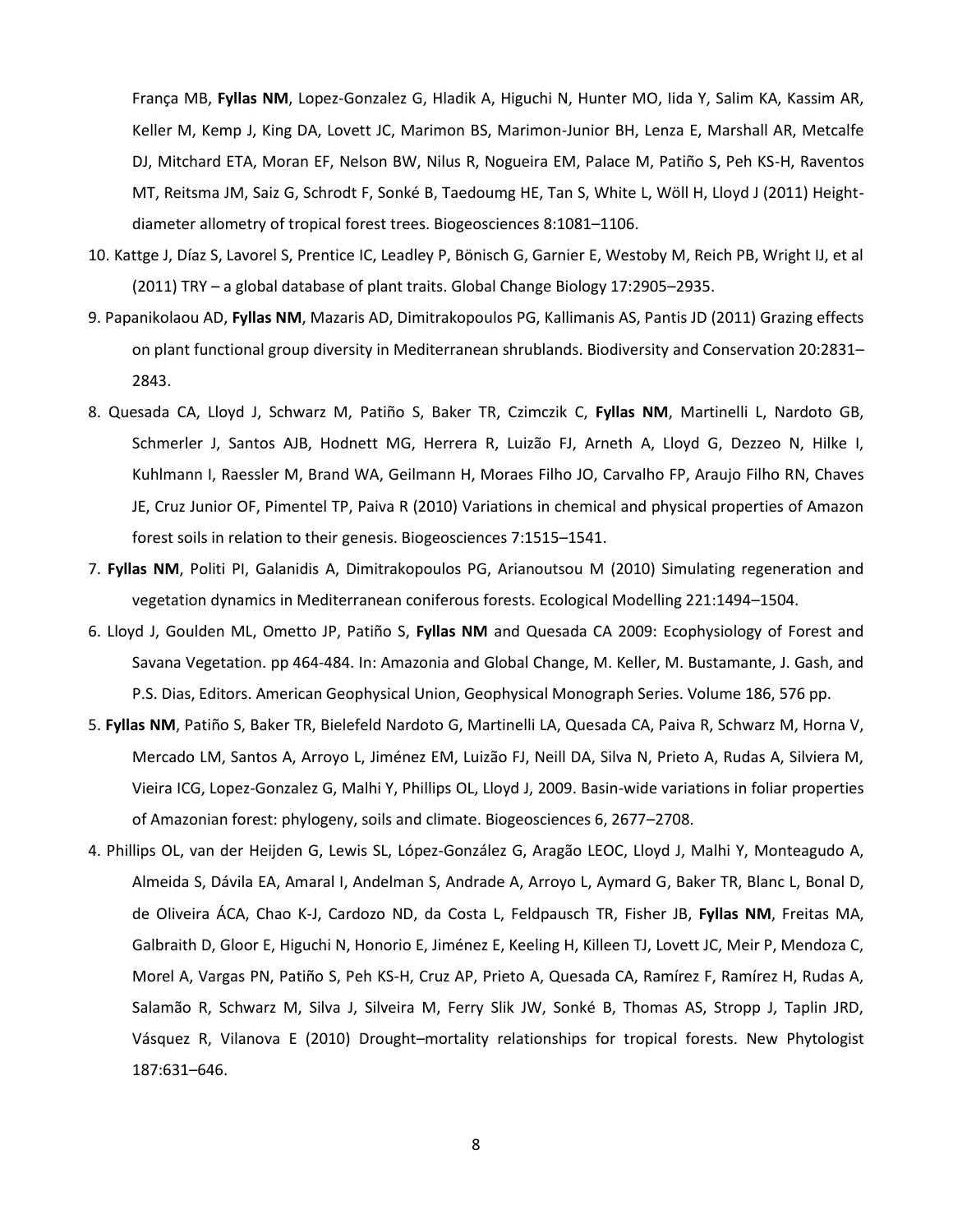França MB, **Fyllas NM**, Lopez-Gonzalez G, Hladik A, Higuchi N, Hunter MO, Iida Y, Salim KA, Kassim AR, Keller M, Kemp J, King DA, Lovett JC, Marimon BS, Marimon-Junior BH, Lenza E, Marshall AR, Metcalfe DJ, Mitchard ETA, Moran EF, Nelson BW, Nilus R, Nogueira EM, Palace M, Patiño S, Peh KS-H, Raventos MT, Reitsma JM, Saiz G, Schrodt F, Sonké B, Taedoumg HE, Tan S, White L, Wöll H, Lloyd J (2011) Height-diameter allometry of tropical forest trees. Biogeosciences 8:1081–1106.

10. Kattge J, Díaz S, Lavorel S, Prentice IC, Leadley P, Bönisch G, Garnier E, Westoby M, Reich PB, Wright IJ, et al (2011) TRY – a global database of plant traits. Global Change Biology 17:2905–2935.

9. Papanikolaou AD, **Fyllas NM**, Mazaris AD, Dimitrakopoulos PG, Kallimanis AS, Pantis JD (2011) Grazing effects on plant functional group diversity in Mediterranean shrublands. Biodiversity and Conservation 20:2831–2843.

8. Quesada CA, Lloyd J, Schwarz M, Patiño S, Baker TR, Czimczik C, **Fyllas NM**, Martinelli L, Nardoto GB, Schmerler J, Santos AJB, Hodnett MG, Herrera R, Luizão FJ, Arneth A, Lloyd G, Dezzeo N, Hilke I, Kuhlmann I, Raessler M, Brand WA, Geilmann H, Moraes Filho JO, Carvalho FP, Araujo Filho RN, Chaves JE, Cruz Junior OF, Pimentel TP, Paiva R (2010) Variations in chemical and physical properties of Amazon forest soils in relation to their genesis. Biogeosciences 7:1515–1541.

7. **Fyllas NM**, Politi PI, Galanidis A, Dimitrakopoulos PG, Arianoutsou M (2010) Simulating regeneration and vegetation dynamics in Mediterranean coniferous forests. Ecological Modelling 221:1494–1504.

6. Lloyd J, Goulden ML, Ometto JP, Patiño S, **Fyllas NM** and Quesada CA 2009: Ecophysiology of Forest and Savana Vegetation. pp 464-484. In: Amazonia and Global Change, M. Keller, M. Bustamante, J. Gash, and P.S. Dias, Editors. American Geophysical Union, Geophysical Monograph Series. Volume 186, 576 pp.

5. **Fyllas NM**, Patiño S, Baker TR, Bielefeld Nardoto G, Martinelli LA, Quesada CA, Paiva R, Schwarz M, Horna V, Mercado LM, Santos A, Arroyo L, Jiménez EM, Luizão FJ, Neill DA, Silva N, Prieto A, Rudas A, Silviera M, Vieira ICG, Lopez-Gonzalez G, Malhi Y, Phillips OL, Lloyd J, 2009. Basin-wide variations in foliar properties of Amazonian forest: phylogeny, soils and climate. Biogeosciences 6, 2677–2708.

4. Phillips OL, van der Heijden G, Lewis SL, López-González G, Aragão LEOC, Lloyd J, Malhi Y, Monteagudo A, Almeida S, Dávila EA, Amaral I, Andelman S, Andrade A, Arroyo L, Aymard G, Baker TR, Blanc L, Bonal D, de Oliveira ÁCA, Chao K-J, Cardozo ND, da Costa L, Feldpausch TR, Fisher JB, **Fyllas NM**, Freitas MA, Galbraith D, Gloor E, Higuchi N, Honorio E, Jiménez E, Keeling H, Killeen TJ, Lovett JC, Meir P, Mendoza C, Morel A, Vargas PN, Patiño S, Peh KS-H, Cruz AP, Prieto A, Quesada CA, Ramírez F, Ramírez H, Rudas A, Salamão R, Schwarz M, Silva J, Silveira M, Ferry Slik JW, Sonké B, Thomas AS, Stropp J, Taplin JRD, Vásquez R, Vilanova E (2010) Drought–mortality relationships for tropical forests. New Phytologist 187:631–646.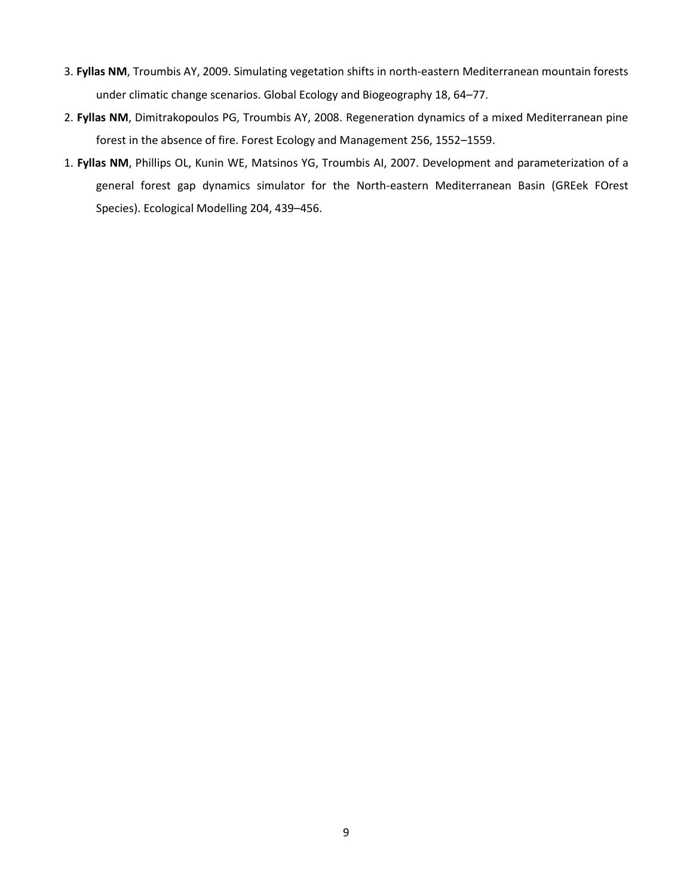3. **Fyllas NM**, Troumbis AY, 2009. Simulating vegetation shifts in north-eastern Mediterranean mountain forests under climatic change scenarios. Global Ecology and Biogeography 18, 64–77.
2. **Fyllas NM**, Dimitrakopoulos PG, Troumbis AY, 2008. Regeneration dynamics of a mixed Mediterranean pine forest in the absence of fire. Forest Ecology and Management 256, 1552–1559.
1. **Fyllas NM**, Phillips OL, Kunin WE, Matsinos YG, Troumbis AI, 2007. Development and parameterization of a general forest gap dynamics simulator for the North-eastern Mediterranean Basin (GREek FOrest Species). Ecological Modelling 204, 439–456.